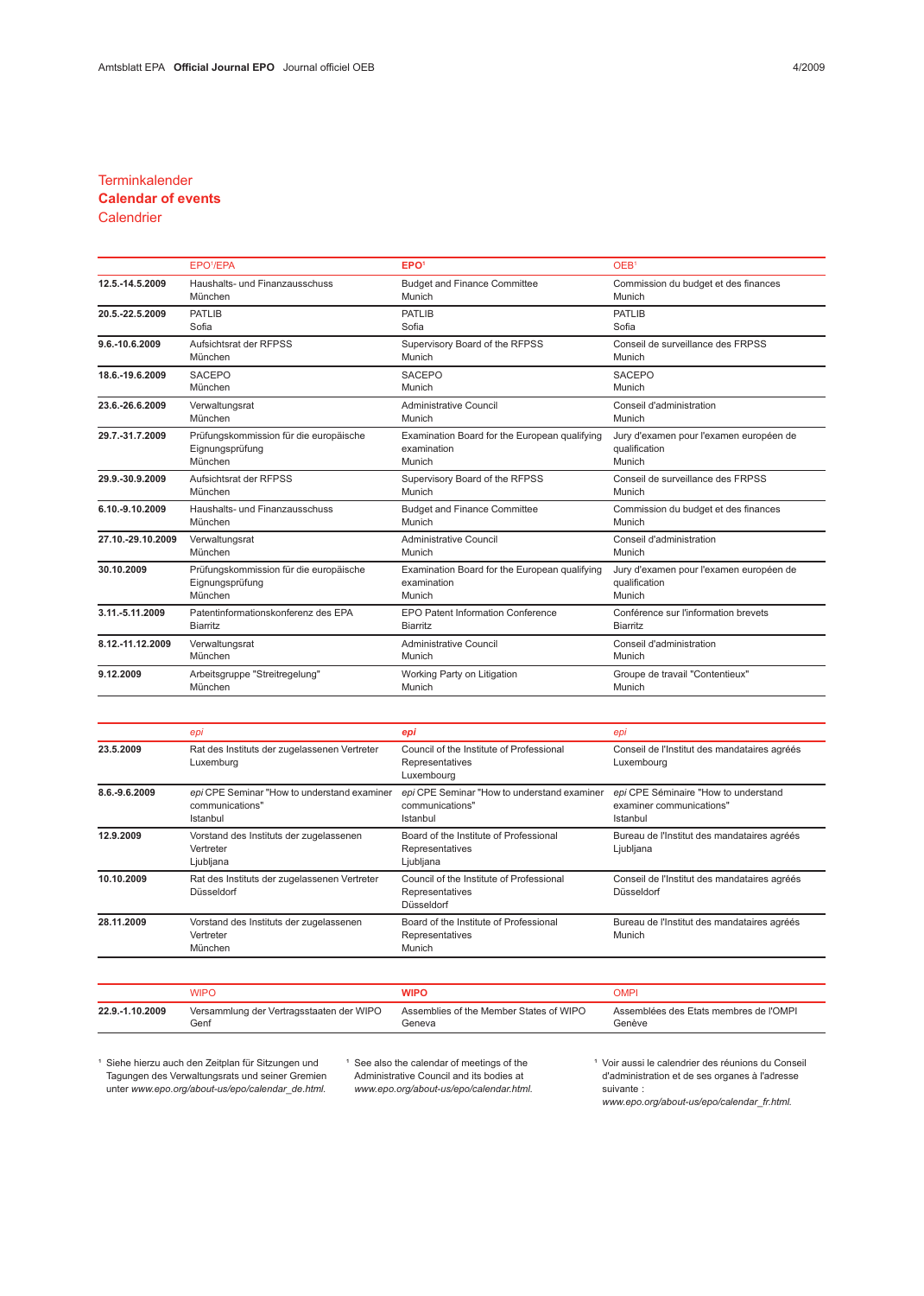Terminkalender
## Calendar of events
Calendrier

| | EPO[1]/EPA | EPO[1] | OEB[1] |
|---|---|---|---|
| **12.5.-14.5.2009** | Haushalts- und Finanzausschuss<br>München | Budget and Finance Committee<br>Munich | Commission du budget et des finances<br>Munich |
| **20.5.-22.5.2009** | PATLIB<br>Sofia | PATLIB<br>Sofia | PATLIB<br>Sofia |
| **9.6.-10.6.2009** | Aufsichtsrat der RFPSS<br>München | Supervisory Board of the RFPSS<br>Munich | Conseil de surveillance des FRPSS<br>Munich |
| **18.6.-19.6.2009** | SACEPO<br>München | SACEPO<br>Munich | SACEPO<br>Munich |
| **23.6.-26.6.2009** | Verwaltungsrat<br>München | Administrative Council<br>Munich | Conseil d'administration<br>Munich |
| **29.7.-31.7.2009** | Prüfungskommission für die europäische Eignungsprüfung<br>München | Examination Board for the European qualifying examination<br>Munich | Jury d'examen pour l'examen européen de qualification<br>Munich |
| **29.9.-30.9.2009** | Aufsichtsrat der RFPSS<br>München | Supervisory Board of the RFPSS<br>Munich | Conseil de surveillance des FRPSS<br>Munich |
| **6.10.-9.10.2009** | Haushalts- und Finanzausschuss<br>München | Budget and Finance Committee<br>Munich | Commission du budget et des finances<br>Munich |
| **27.10.-29.10.2009** | Verwaltungsrat<br>München | Administrative Council<br>Munich | Conseil d'administration<br>Munich |
| **30.10.2009** | Prüfungskommission für die europäische Eignungsprüfung<br>München | Examination Board for the European qualifying examination<br>Munich | Jury d'examen pour l'examen européen de qualification<br>Munich |
| **3.11.-5.11.2009** | Patentinformationskonferenz des EPA<br>Biarritz | EPO Patent Information Conference<br>Biarritz | Conférence sur l'information brevets<br>Biarritz |
| **8.12.-11.12.2009** | Verwaltungsrat<br>München | Administrative Council<br>Munich | Conseil d'administration<br>Munich |
| **9.12.2009** | Arbeitsgruppe "Streitregelung"<br>München | Working Party on Litigation<br>Munich | Groupe de travail "Contentieux"<br>Munich |

| | *epi* | ***epi*** | *epi* |
|---|---|---|---|
| **23.5.2009** | Rat des Instituts der zugelassenen Vertreter<br>Luxemburg | Council of the Institute of Professional Representatives<br>Luxembourg | Conseil de l'Institut des mandataires agréés<br>Luxembourg |
| **8.6.-9.6.2009** | *epi* CPE Seminar "How to understand examiner communications"<br>Istanbul | *epi* CPE Seminar "How to understand examiner communications"<br>Istanbul | *epi* CPE Séminaire "How to understand examiner communications"<br>Istanbul |
| **12.9.2009** | Vorstand des Instituts der zugelassenen Vertreter<br>Ljubljana | Board of the Institute of Professional Representatives<br>Ljubljana | Bureau de l'Institut des mandataires agréés<br>Ljubljana |
| **10.10.2009** | Rat des Instituts der zugelassenen Vertreter<br>Düsseldorf | Council of the Institute of Professional Representatives<br>Düsseldorf | Conseil de l'Institut des mandataires agréés<br>Düsseldorf |
| **28.11.2009** | Vorstand des Instituts der zugelassenen Vertreter<br>München | Board of the Institute of Professional Representatives<br>Munich | Bureau de l'Institut des mandataires agréés<br>Munich |

| | WIPO | **WIPO** | OMPI |
|---|---|---|---|
| **22.9.-1.10.2009** | Versammlung der Vertragsstaaten der WIPO<br>Genf | Assemblies of the Member States of WIPO<br>Geneva | Assemblées des Etats membres de l'OMPI<br>Genève |

[1] Siehe hierzu auch den Zeitplan für Sitzungen und Tagungen des Verwaltungsrats und seiner Gremien unter *www.epo.org/about-us/epo/calendar_de.html.*

[1] See also the calendar of meetings of the Administrative Council and its bodies at *www.epo.org/about-us/epo/calendar.html.*

[1] Voir aussi le calendrier des réunions du Conseil d'administration et de ses organes à l'adresse suivante : *www.epo.org/about-us/epo/calendar_fr.html.*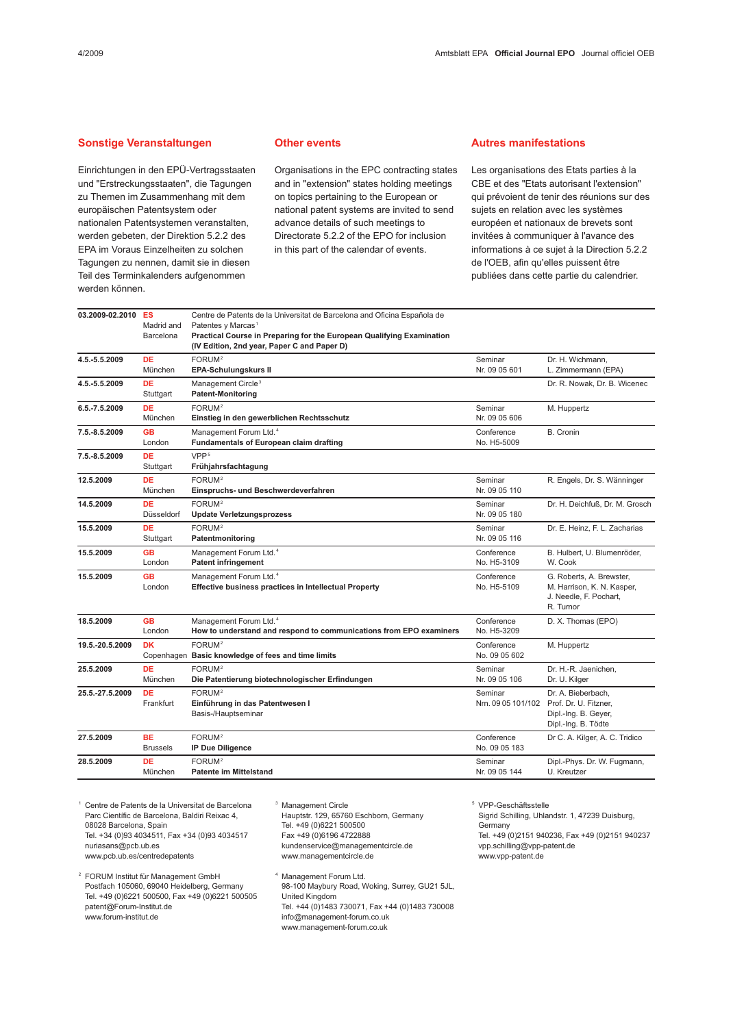## Sonstige Veranstaltungen

Einrichtungen in den EPÜ-Vertragsstaaten und "Erstreckungsstaaten", die Tagungen zu Themen im Zusammenhang mit dem europäischen Patentsystem oder nationalen Patentsystemen veranstalten, werden gebeten, der Direktion 5.2.2 des EPA im Voraus Einzelheiten zu solchen Tagungen zu nennen, damit sie in diesen Teil des Terminkalenders aufgenommen werden können.

## Other events

Organisations in the EPC contracting states and in "extension" states holding meetings on topics pertaining to the European or national patent systems are invited to send advance details of such meetings to Directorate 5.2.2 of the EPO for inclusion in this part of the calendar of events.

## Autres manifestations

Les organisations des Etats parties à la CBE et des "Etats autorisant l'extension" qui prévoient de tenir des réunions sur des sujets en relation avec les systèmes européen et nationaux de brevets sont invitées à communiquer à l'avance des informations à ce sujet à la Direction 5.2.2 de l'OEB, afin qu'elles puissent être publiées dans cette partie du calendrier.

| Date | Place | Organiser / Event | Type | Speakers |
|---|---|---|---|---|
| **03.2009-02.2010** | **ES** Madrid and Barcelona | Centre de Patents de la Universitat de Barcelona and Oficina Española de Patentes y Marcas[1] **Practical Course in Preparing for the European Qualifying Examination (IV Edition, 2nd year, Paper C and Paper D)** | | |
| **4.5.-5.5.2009** | **DE** München | FORUM[2] **EPA-Schulungskurs II** | Seminar Nr. 09 05 601 | Dr. H. Wichmann, L. Zimmermann (EPA) |
| **4.5.-5.5.2009** | **DE** Stuttgart | Management Circle[3] **Patent-Monitoring** | | Dr. R. Nowak, Dr. B. Wicenec |
| **6.5.-7.5.2009** | **DE** München | FORUM[2] **Einstieg in den gewerblichen Rechtsschutz** | Seminar Nr. 09 05 606 | M. Huppertz |
| **7.5.-8.5.2009** | **GB** London | Management Forum Ltd.[4] **Fundamentals of European claim drafting** | Conference No. H5-5009 | B. Cronin |
| **7.5.-8.5.2009** | **DE** Stuttgart | VPP[5] **Frühjahrsfachtagung** | | |
| **12.5.2009** | **DE** München | FORUM[2] **Einspruchs- und Beschwerdeverfahren** | Seminar Nr. 09 05 110 | R. Engels, Dr. S. Wänninger |
| **14.5.2009** | **DE** Düsseldorf | FORUM[2] **Update Verletzungsprozess** | Seminar Nr. 09 05 180 | Dr. H. Deichfuß, Dr. M. Grosch |
| **15.5.2009** | **DE** Stuttgart | FORUM[2] **Patentmonitoring** | Seminar Nr. 09 05 116 | Dr. E. Heinz, F. L. Zacharias |
| **15.5.2009** | **GB** London | Management Forum Ltd.[4] **Patent infringement** | Conference No. H5-3109 | B. Hulbert, U. Blumenröder, W. Cook |
| **15.5.2009** | **GB** London | Management Forum Ltd.[4] **Effective business practices in Intellectual Property** | Conference No. H5-5109 | G. Roberts, A. Brewster, M. Harrison, K. N. Kasper, J. Needle, F. Pochart, R. Turnor |
| **18.5.2009** | **GB** London | Management Forum Ltd.[4] **How to understand and respond to communications from EPO examiners** | Conference No. H5-3209 | D. X. Thomas (EPO) |
| **19.5.-20.5.2009** | **DK** Copenhagen | FORUM[2] **Basic knowledge of fees and time limits** | Conference No. 09 05 602 | M. Huppertz |
| **25.5.2009** | **DE** München | FORUM[2] **Die Patentierung biotechnologischer Erfindungen** | Seminar Nr. 09 05 106 | Dr. H.-R. Jaenichen, Dr. U. Kilger |
| **25.5.-27.5.2009** | **DE** Frankfurt | FORUM[2] **Einführung in das Patentwesen I** Basis-/Hauptseminar | Seminar Nrn. 09 05 101/102 | Dr. A. Bieberbach, Prof. Dr. U. Fitzner, Dipl.-Ing. B. Geyer, Dipl.-Ing. B. Tödte |
| **27.5.2009** | **BE** Brussels | FORUM[2] **IP Due Diligence** | Conference No. 09 05 183 | Dr C. A. Kilger, A. C. Tridico |
| **28.5.2009** | **DE** München | FORUM[2] **Patente im Mittelstand** | Seminar Nr. 09 05 144 | Dipl.-Phys. Dr. W. Fugmann, U. Kreutzer |

[1] Centre de Patents de la Universitat de Barcelona
Parc Científic de Barcelona, Baldiri Reixac 4,
08028 Barcelona, Spain
Tel. +34 (0)93 4034511, Fax +34 (0)93 4034517
nuriasans@pcb.ub.es
www.pcb.ub.es/centredepatents

[2] FORUM Institut für Management GmbH
Postfach 105060, 69040 Heidelberg, Germany
Tel. +49 (0)6221 500500, Fax +49 (0)6221 500505
patent@Forum-Institut.de
www.forum-institut.de

[3] Management Circle
Hauptstr. 129, 65760 Eschborn, Germany
Tel. +49 (0)6221 500500
Fax +49 (0)6196 4722888
kundenservice@managementcircle.de
www.managementcircle.de

[4] Management Forum Ltd.
98-100 Maybury Road, Woking, Surrey, GU21 5JL, United Kingdom
Tel. +44 (0)1483 730071, Fax +44 (0)1483 730008
info@management-forum.co.uk
www.management-forum.co.uk

[5] VPP-Geschäftsstelle
Sigrid Schilling, Uhlandstr. 1, 47239 Duisburg, Germany
Tel. +49 (0)2151 940236, Fax +49 (0)2151 940237
vpp.schilling@vpp-patent.de
www.vpp-patent.de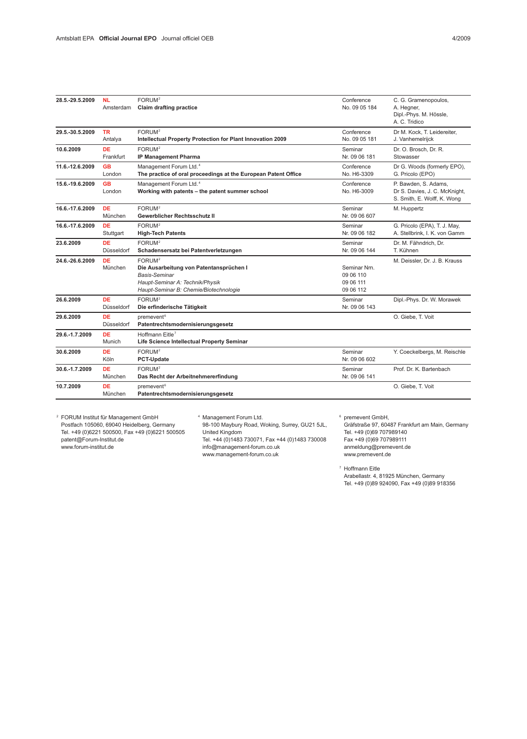| | | | | |
|---|---|---|---|---|
| **28.5.-29.5.2009** | **NL** Amsterdam | FORUM[2] **Claim drafting practice** | Conference No. 09 05 184 | C. G. Gramenopoulos, A. Hegner, Dipl.-Phys. M. Hössle, A. C. Tridico |
| **29.5.-30.5.2009** | **TR** Antalya | FORUM[2] **Intellectual Property Protection for Plant Innovation 2009** | Conference No. 09 05 181 | Dr M. Kock, T. Leidereiter, J. Vanhemelrijck |
| **10.6.2009** | **DE** Frankfurt | FORUM[2] **IP Management Pharma** | Seminar Nr. 09 06 181 | Dr. O. Brosch, Dr. R. Stowasser |
| **11.6.-12.6.2009** | **GB** London | Management Forum Ltd.[4] **The practice of oral proceedings at the European Patent Office** | Conference No. H6-3309 | Dr G. Woods (formerly EPO), G. Pricolo (EPO) |
| **15.6.-19.6.2009** | **GB** London | Management Forum Ltd.[4] **Working with patents – the patent summer school** | Conference No. H6-3009 | P. Bawden, S. Adams, Dr S. Davies, J. C. McKnight, S. Smith, E. Wolff, K. Wong |
| **16.6.-17.6.2009** | **DE** München | FORUM[2] **Gewerblicher Rechtsschutz II** | Seminar Nr. 09 06 607 | M. Huppertz |
| **16.6.-17.6.2009** | **DE** Stuttgart | FORUM[2] **High-Tech Patents** | Seminar Nr. 09 06 182 | G. Pricolo (EPA), T. J. May, A. Stellbrink, I. K. von Gamm |
| **23.6.2009** | **DE** Düsseldorf | FORUM[2] **Schadensersatz bei Patentverletzungen** | Seminar Nr. 09 06 144 | Dr. M. Fähndrich, Dr. T. Kühnen |
| **24.6.-26.6.2009** | **DE** München | FORUM[2] **Die Ausarbeitung von Patentansprüchen I** *Basis-Seminar* *Haupt-Seminar A: Technik/Physik* *Haupt-Seminar B: Chemie/Biotechnologie* | Seminar Nrn. 09 06 110 09 06 111 09 06 112 | M. Deissler, Dr. J. B. Krauss |
| **26.6.2009** | **DE** Düsseldorf | FORUM[2] **Die erfinderische Tätigkeit** | Seminar Nr. 09 06 143 | Dipl.-Phys. Dr. W. Morawek |
| **29.6.2009** | **DE** Düsseldorf | premevent[6] **Patentrechtsmodernisierungsgesetz** | | O. Giebe, T. Voit |
| **29.6.-1.7.2009** | **DE** Munich | Hoffmann Eitle[7] **Life Science Intellectual Property Seminar** | | |
| **30.6.2009** | **DE** Köln | FORUM[2] **PCT-Update** | Seminar Nr. 09 06 602 | Y. Coeckelbergs, M. Reischle |
| **30.6.-1.7.2009** | **DE** München | FORUM[2] **Das Recht der Arbeitnehmererfindung** | Seminar Nr. 09 06 141 | Prof. Dr. K. Bartenbach |
| **10.7.2009** | **DE** München | premevent[6] **Patentrechtsmodernisierungsgesetz** | | O. Giebe, T. Voit |

[2] FORUM Institut für Management GmbH
Postfach 105060, 69040 Heidelberg, Germany
Tel. +49 (0)6221 500500, Fax +49 (0)6221 500505
patent@Forum-Institut.de
www.forum-institut.de

[4] Management Forum Ltd.
98-100 Maybury Road, Woking, Surrey, GU21 5JL, United Kingdom
Tel. +44 (0)1483 730071, Fax +44 (0)1483 730008
info@management-forum.co.uk
www.management-forum.co.uk

[6] premevent GmbH,
Gräfstraße 97, 60487 Frankfurt am Main, Germany
Tel. +49 (0)69 707989140
Fax +49 (0)69 707989111
anmeldung@premevent.de
www.premevent.de

[7] Hoffmann Eitle
Arabellastr. 4, 81925 München, Germany
Tel. +49 (0)89 924090, Fax +49 (0)89 918356